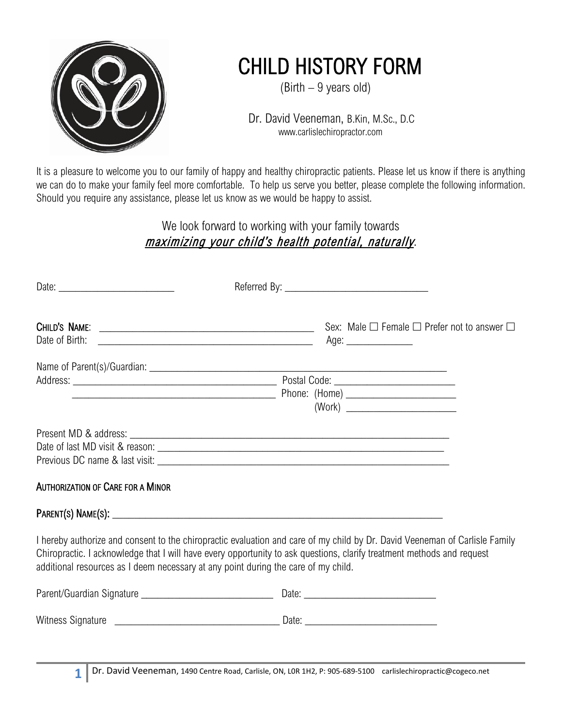# CHILD HISTORY FORM

(Birth – 9 years old)

Dr. David Veeneman, B.Kin, M.Sc., D.C
www.carlislechiropractor.com

It is a pleasure to welcome you to our family of happy and healthy chiropractic patients. Please let us know if there is anything we can do to make your family feel more comfortable. To help us serve you better, please complete the following information. Should you require any assistance, please let us know as we would be happy to assist.

We look forward to working with your family towards
***maximizing your child's health potential, naturally*.**

Date: _______________________ Referred By: ____________________________

**CHILD'S NAME**: ________________________________________ Sex: Male ☐ Female ☐ Prefer not to answer ☐
Date of Birth: ________________________________________ Age: _____________

Name of Parent(s)/Guardian: ________________________________________________________
Address: ______________________________________ Postal Code: _______________________
______________________________________ Phone: (Home) _____________________
(Work) _____________________

Present MD & address: ____________________________________________________________
Date of last MD visit & reason: _______________________________________________________
Previous DC name & last visit: ________________________________________________________

**AUTHORIZATION OF CARE FOR A MINOR**

**PARENT(S) NAME(S):** ______________________________________________________________

I hereby authorize and consent to the chiropractic evaluation and care of my child by Dr. David Veeneman of Carlisle Family Chiropractic. I acknowledge that I will have every opportunity to ask questions, clarify treatment methods and request additional resources as I deem necessary at any point during the care of my child.

Parent/Guardian Signature __________________________ Date: __________________________

Witness Signature ________________________________ Date: __________________________

Dr. David Veeneman, 1490 Centre Road, Carlisle, ON, L0R 1H2, P: 905-689-5100 carlislechiropractic@cogeco.net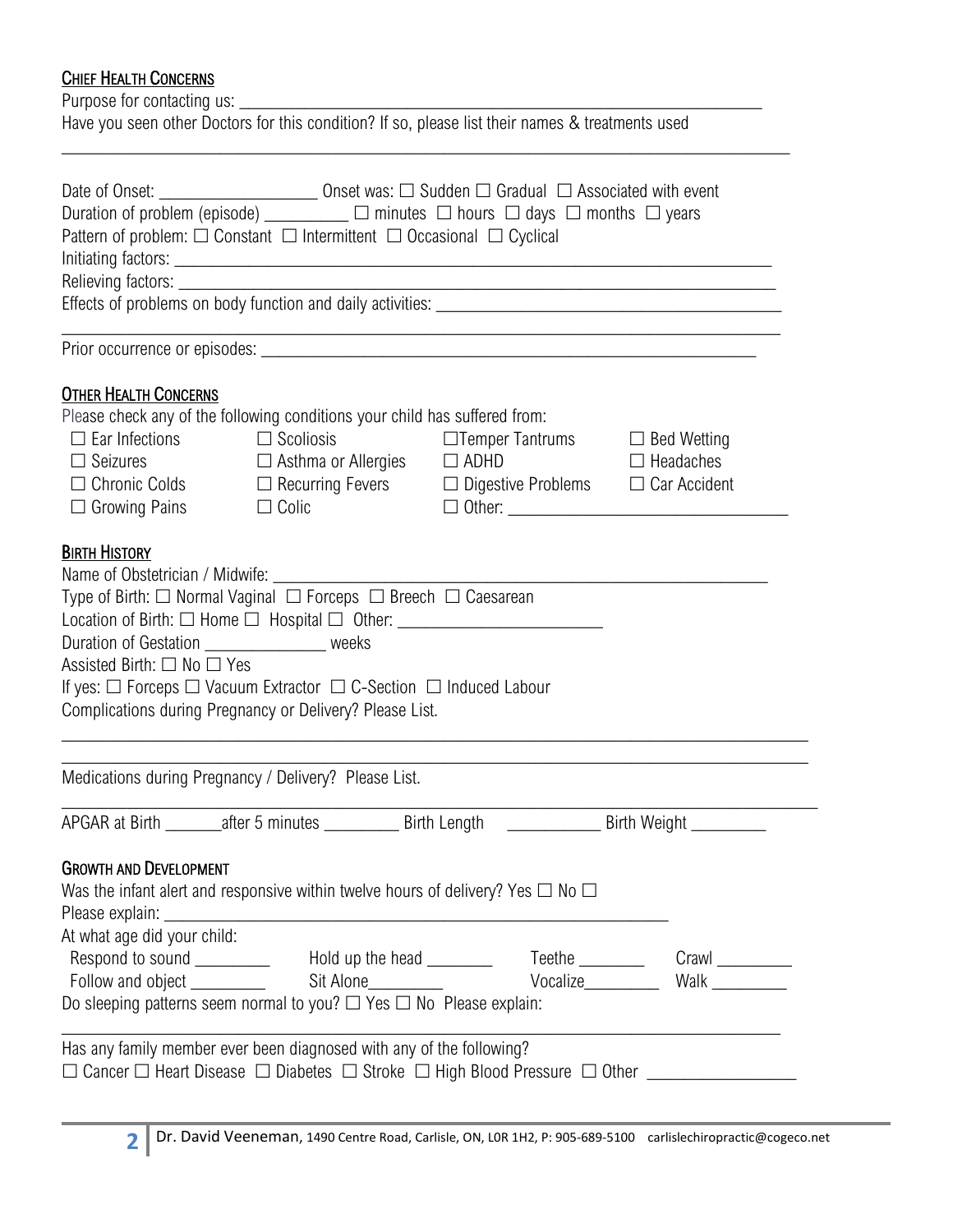## Chief Health Concerns

Purpose for contacting us: ____________________________________________________________

Have you seen other Doctors for this condition? If so, please list their names & treatments used

__________________________________________________________________________________

Date of Onset: __________________ Onset was: ☐ Sudden ☐ Gradual ☐ Associated with event

Duration of problem (episode) __________ ☐ minutes ☐ hours ☐ days ☐ months ☐ years

Pattern of problem: ☐ Constant ☐ Intermittent ☐ Occasional ☐ Cyclical

Initiating factors: ____________________________________________________________________

Relieving factors: ____________________________________________________________________

Effects of problems on body function and daily activities: _______________________________________

__________________________________________________________________________________

Prior occurrence or episodes: _______________________________________________________

## Other Health Concerns

Please check any of the following conditions your child has suffered from:

| | | | |
|---|---|---|---|
| ☐ Ear Infections | ☐ Scoliosis | ☐Temper Tantrums | ☐ Bed Wetting |
| ☐ Seizures | ☐ Asthma or Allergies | ☐ ADHD | ☐ Headaches |
| ☐ Chronic Colds | ☐ Recurring Fevers | ☐ Digestive Problems | ☐ Car Accident |
| ☐ Growing Pains | ☐ Colic | ☐ Other: ____________________________ | |

## Birth History

Name of Obstetrician / Midwife: _______________________________________________________

Type of Birth: ☐ Normal Vaginal ☐ Forceps ☐ Breech ☐ Caesarean

Location of Birth: ☐ Home ☐ Hospital ☐ Other: _______________________

Duration of Gestation ______________ weeks

Assisted Birth: ☐ No ☐ Yes

If yes: ☐ Forceps ☐ Vacuum Extractor ☐ C-Section ☐ Induced Labour

Complications during Pregnancy or Delivery? Please List.

__________________________________________________________________________________

__________________________________________________________________________________

Medications during Pregnancy / Delivery? Please List.

__________________________________________________________________________________

APGAR at Birth _______after 5 minutes _________ Birth Length ___________ Birth Weight _________

## Growth and Development

Was the infant alert and responsive within twelve hours of delivery? Yes ☐ No ☐

Please explain: _______________________________________________________

At what age did your child:

| | | | |
|---|---|---|---|
| Respond to sound _________ | Hold up the head ________ | Teethe ________ | Crawl _________ |
| Follow and object _________ | Sit Alone_________ | Vocalize_________ | Walk _________ |

Do sleeping patterns seem normal to you? ☐ Yes ☐ No Please explain:

__________________________________________________________________________________

Has any family member ever been diagnosed with any of the following?

☐ Cancer ☐ Heart Disease ☐ Diabetes ☐ Stroke ☐ High Blood Pressure ☐ Other ________________

Dr. David Veeneman, 1490 Centre Road, Carlisle, ON, L0R 1H2, P: 905-689-5100 carlislechiropractic@cogeco.net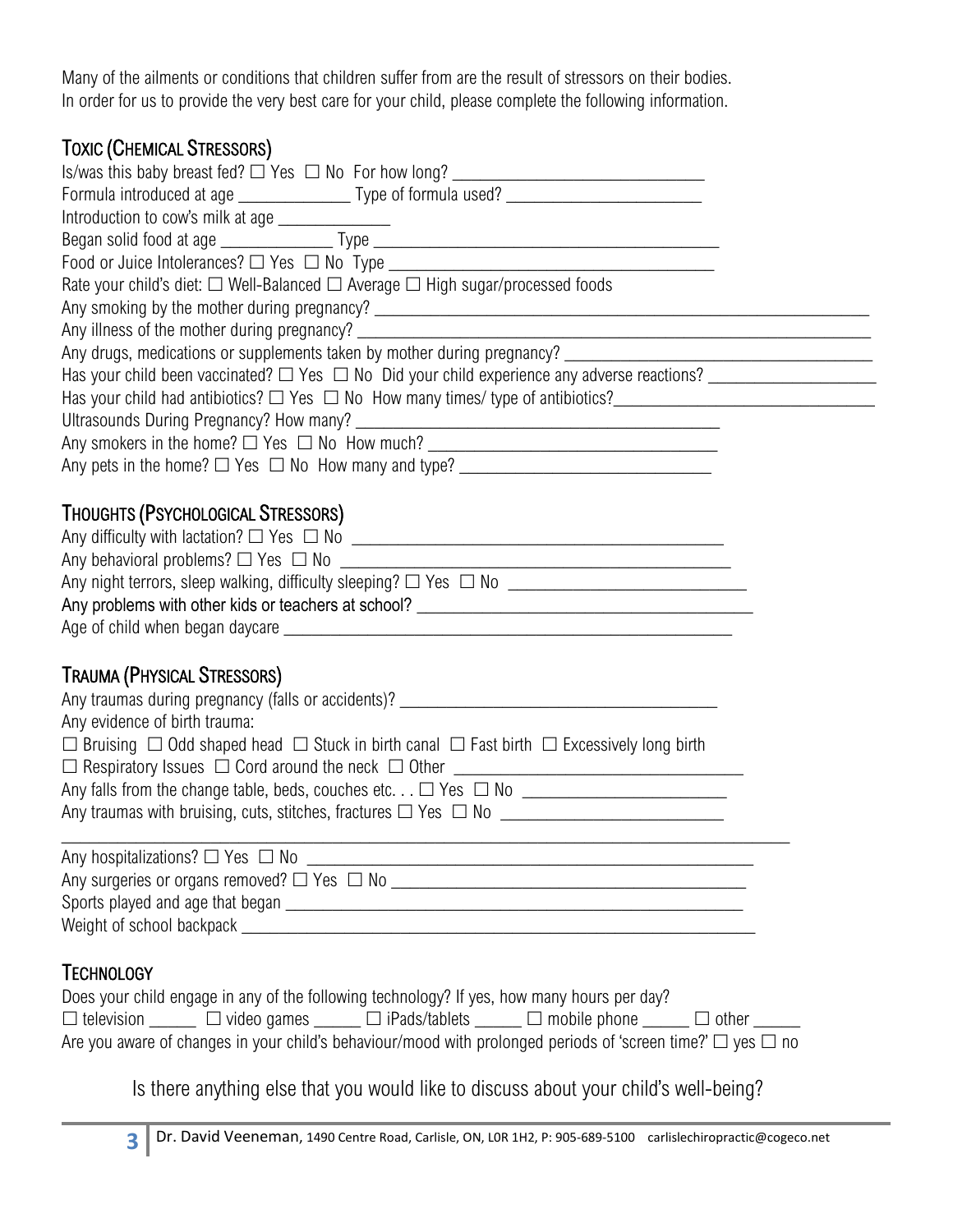Many of the ailments or conditions that children suffer from are the result of stressors on their bodies. In order for us to provide the very best care for your child, please complete the following information.

## Toxic (Chemical Stressors)

Is/was this baby breast fed? ☐ Yes ☐ No For how long? ____________________________

Formula introduced at age _____________ Type of formula used? ______________________

Introduction to cow's milk at age _____________

Began solid food at age _____________ Type _______________________________________

Food or Juice Intolerances? ☐ Yes ☐ No Type ____________________________________

Rate your child's diet: ☐ Well-Balanced ☐ Average ☐ High sugar/processed foods

Any smoking by the mother during pregnancy? __________________________________________________________

Any illness of the mother during pregnancy? ___________________________________________________________

Any drugs, medications or supplements taken by mother during pregnancy? __________________________________

Has your child been vaccinated? ☐ Yes ☐ No Did your child experience any adverse reactions? __________________

Has your child had antibiotics? ☐ Yes ☐ No How many times/ type of antibiotics?_____________________________

Ultrasounds During Pregnancy? How many? __________________________________________

Any smokers in the home? ☐ Yes ☐ No How much? _________________________________

Any pets in the home? ☐ Yes ☐ No How many and type? ____________________________

## Thoughts (Psychological Stressors)

Any difficulty with lactation? ☐ Yes ☐ No ___________________________________________

Any behavioral problems? ☐ Yes ☐ No ______________________________________________

Any night terrors, sleep walking, difficulty sleeping? ☐ Yes ☐ No __________________________

Any problems with other kids or teachers at school? _____________________________________

Age of child when began daycare ___________________________________________________

## Trauma (Physical Stressors)

Any traumas during pregnancy (falls or accidents)? ___________________________________

Any evidence of birth trauma:

☐ Bruising ☐ Odd shaped head ☐ Stuck in birth canal ☐ Fast birth ☐ Excessively long birth

☐ Respiratory Issues ☐ Cord around the neck ☐ Other ________________________________

Any falls from the change table, beds, couches etc. . . ☐ Yes ☐ No _______________________

Any traumas with bruising, cuts, stitches, fractures ☐ Yes ☐ No _________________________

___________________________________________________________________________________

Any hospitalizations? ☐ Yes ☐ No __________________________________________________

Any surgeries or organs removed? ☐ Yes ☐ No ________________________________________

Sports played and age that began ___________________________________________________

Weight of school backpack ________________________________________________________

## Technology

Does your child engage in any of the following technology? If yes, how many hours per day?

☐ television _____ ☐ video games _____ ☐ iPads/tablets _____ ☐ mobile phone _____ ☐ other _____

Are you aware of changes in your child's behaviour/mood with prolonged periods of 'screen time?' ☐ yes ☐ no

Is there anything else that you would like to discuss about your child's well-being?

Dr. David Veeneman, 1490 Centre Road, Carlisle, ON, L0R 1H2, P: 905-689-5100 carlislechiropractic@cogeco.net